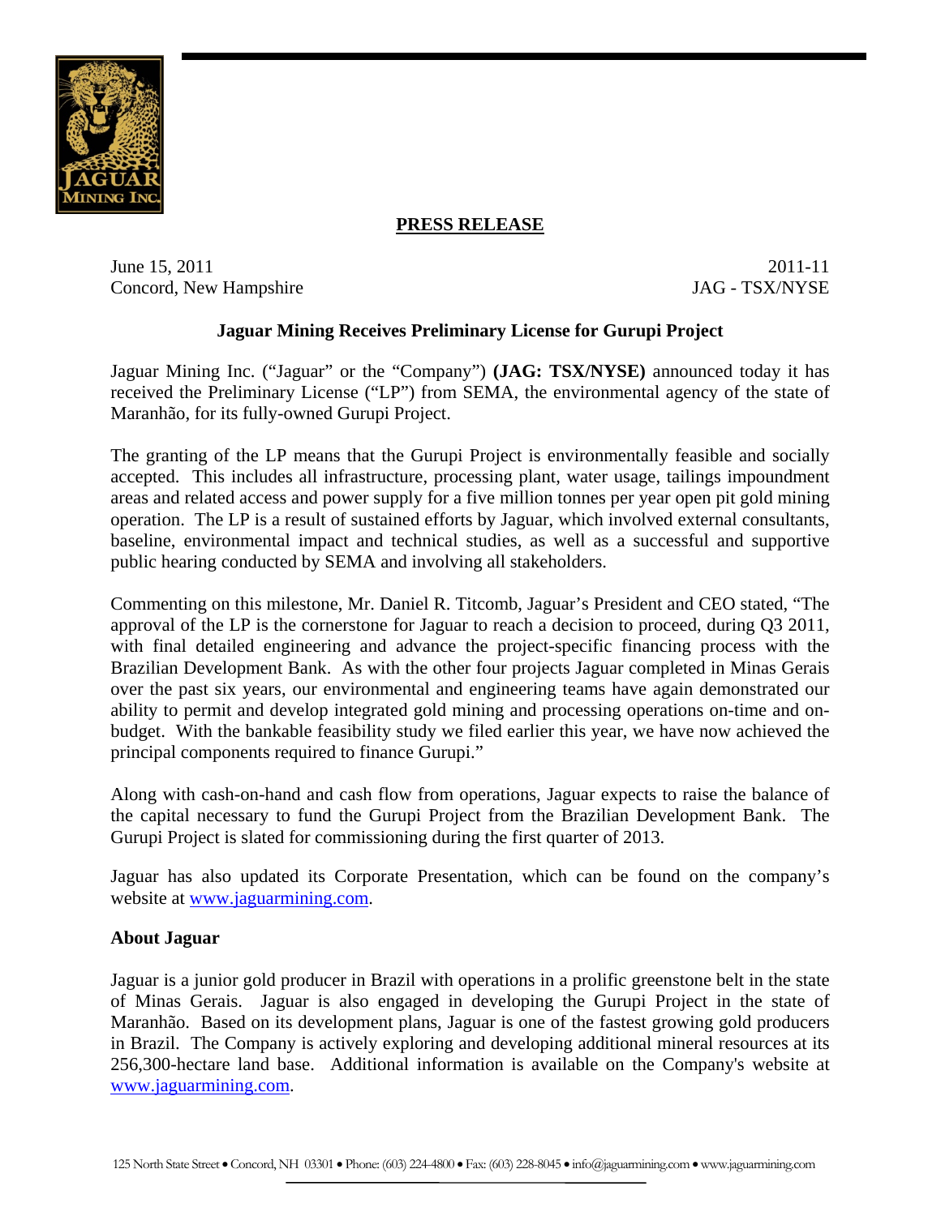**PRESS RELEASE**

June 15, 2011
Concord, New Hampshire

2011-11
JAG - TSX/NYSE

## Jaguar Mining Receives Preliminary License for Gurupi Project

Jaguar Mining Inc. ("Jaguar" or the "Company") **(JAG: TSX/NYSE)** announced today it has received the Preliminary License ("LP") from SEMA, the environmental agency of the state of Maranhão, for its fully-owned Gurupi Project.

The granting of the LP means that the Gurupi Project is environmentally feasible and socially accepted. This includes all infrastructure, processing plant, water usage, tailings impoundment areas and related access and power supply for a five million tonnes per year open pit gold mining operation. The LP is a result of sustained efforts by Jaguar, which involved external consultants, baseline, environmental impact and technical studies, as well as a successful and supportive public hearing conducted by SEMA and involving all stakeholders.

Commenting on this milestone, Mr. Daniel R. Titcomb, Jaguar's President and CEO stated, "The approval of the LP is the cornerstone for Jaguar to reach a decision to proceed, during Q3 2011, with final detailed engineering and advance the project-specific financing process with the Brazilian Development Bank. As with the other four projects Jaguar completed in Minas Gerais over the past six years, our environmental and engineering teams have again demonstrated our ability to permit and develop integrated gold mining and processing operations on-time and on-budget. With the bankable feasibility study we filed earlier this year, we have now achieved the principal components required to finance Gurupi."

Along with cash-on-hand and cash flow from operations, Jaguar expects to raise the balance of the capital necessary to fund the Gurupi Project from the Brazilian Development Bank. The Gurupi Project is slated for commissioning during the first quarter of 2013.

Jaguar has also updated its Corporate Presentation, which can be found on the company's website at www.jaguarmining.com.

### About Jaguar

Jaguar is a junior gold producer in Brazil with operations in a prolific greenstone belt in the state of Minas Gerais. Jaguar is also engaged in developing the Gurupi Project in the state of Maranhão. Based on its development plans, Jaguar is one of the fastest growing gold producers in Brazil. The Company is actively exploring and developing additional mineral resources at its 256,300-hectare land base. Additional information is available on the Company's website at www.jaguarmining.com.

125 North State Street • Concord, NH 03301 • Phone: (603) 224-4800 • Fax: (603) 228-8045 • info@jaguarmining.com • www.jaguarmining.com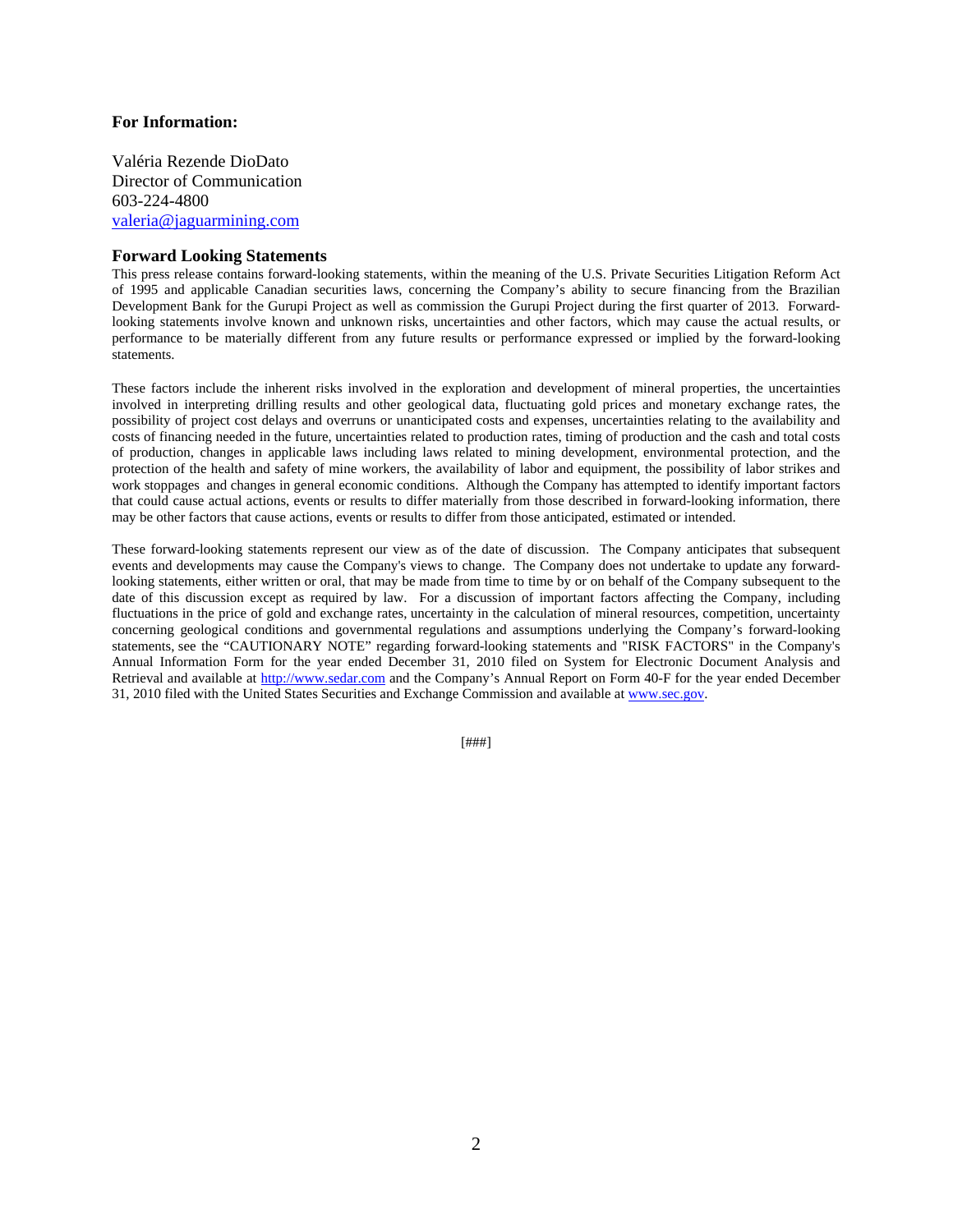**For Information:**

Valéria Rezende DioDato
Director of Communication
603-224-4800
valeria@jaguarmining.com

## Forward Looking Statements

This press release contains forward-looking statements, within the meaning of the U.S. Private Securities Litigation Reform Act of 1995 and applicable Canadian securities laws, concerning the Company's ability to secure financing from the Brazilian Development Bank for the Gurupi Project as well as commission the Gurupi Project during the first quarter of 2013. Forward-looking statements involve known and unknown risks, uncertainties and other factors, which may cause the actual results, or performance to be materially different from any future results or performance expressed or implied by the forward-looking statements.

These factors include the inherent risks involved in the exploration and development of mineral properties, the uncertainties involved in interpreting drilling results and other geological data, fluctuating gold prices and monetary exchange rates, the possibility of project cost delays and overruns or unanticipated costs and expenses, uncertainties relating to the availability and costs of financing needed in the future, uncertainties related to production rates, timing of production and the cash and total costs of production, changes in applicable laws including laws related to mining development, environmental protection, and the protection of the health and safety of mine workers, the availability of labor and equipment, the possibility of labor strikes and work stoppages and changes in general economic conditions. Although the Company has attempted to identify important factors that could cause actual actions, events or results to differ materially from those described in forward-looking information, there may be other factors that cause actions, events or results to differ from those anticipated, estimated or intended.

These forward-looking statements represent our view as of the date of discussion. The Company anticipates that subsequent events and developments may cause the Company's views to change. The Company does not undertake to update any forward-looking statements, either written or oral, that may be made from time to time by or on behalf of the Company subsequent to the date of this discussion except as required by law. For a discussion of important factors affecting the Company, including fluctuations in the price of gold and exchange rates, uncertainty in the calculation of mineral resources, competition, uncertainty concerning geological conditions and governmental regulations and assumptions underlying the Company's forward-looking statements, see the "CAUTIONARY NOTE" regarding forward-looking statements and "RISK FACTORS" in the Company's Annual Information Form for the year ended December 31, 2010 filed on System for Electronic Document Analysis and Retrieval and available at http://www.sedar.com and the Company's Annual Report on Form 40-F for the year ended December 31, 2010 filed with the United States Securities and Exchange Commission and available at www.sec.gov.

[###]